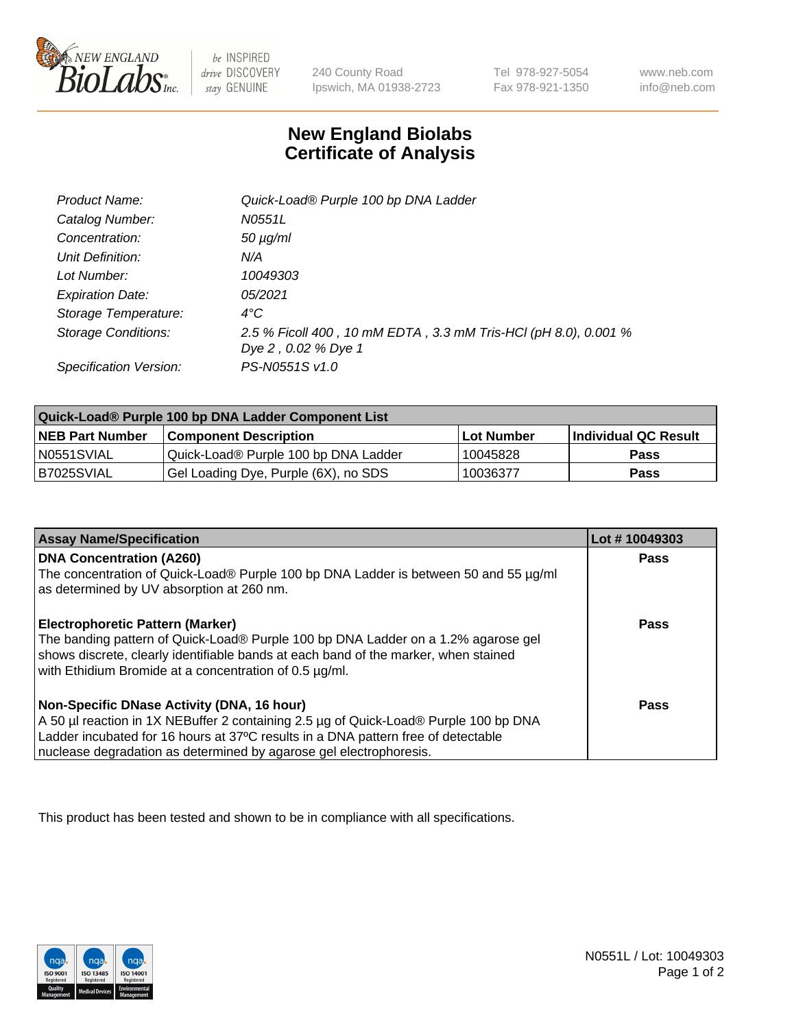New England BioLabs Inc. — be INSPIRED drive DISCOVERY stay GENUINE

240 County Road
Ipswich, MA 01938-2723

Tel 978-927-5054
Fax 978-921-1350

www.neb.com
info@neb.com

# New England Biolabs
# Certificate of Analysis

| | |
|---|---|
| *Product Name:* | *Quick-Load® Purple 100 bp DNA Ladder* |
| *Catalog Number:* | *N0551L* |
| *Concentration:* | *50 µg/ml* |
| *Unit Definition:* | *N/A* |
| *Lot Number:* | *10049303* |
| *Expiration Date:* | *05/2021* |
| *Storage Temperature:* | *4°C* |
| *Storage Conditions:* | *2.5 % Ficoll 400 , 10 mM EDTA , 3.3 mM Tris-HCl (pH 8.0), 0.001 % Dye 2 , 0.02 % Dye 1* |
| *Specification Version:* | *PS-N0551S v1.0* |

| **Quick-Load® Purple 100 bp DNA Ladder Component List** | | | |
|---|---|---|---|
| **NEB Part Number** | **Component Description** | **Lot Number** | **Individual QC Result** |
| N0551SVIAL | Quick-Load® Purple 100 bp DNA Ladder | 10045828 | **Pass** |
| B7025SVIAL | Gel Loading Dye, Purple (6X), no SDS | 10036377 | **Pass** |

| **Assay Name/Specification** | **Lot # 10049303** |
|---|---|
| **DNA Concentration (A260)**<br>The concentration of Quick-Load® Purple 100 bp DNA Ladder is between 50 and 55 µg/ml as determined by UV absorption at 260 nm. | **Pass** |
| **Electrophoretic Pattern (Marker)**<br>The banding pattern of Quick-Load® Purple 100 bp DNA Ladder on a 1.2% agarose gel shows discrete, clearly identifiable bands at each band of the marker, when stained with Ethidium Bromide at a concentration of 0.5 µg/ml. | **Pass** |
| **Non-Specific DNase Activity (DNA, 16 hour)**<br>A 50 µl reaction in 1X NEBuffer 2 containing 2.5 µg of Quick-Load® Purple 100 bp DNA Ladder incubated for 16 hours at 37ºC results in a DNA pattern free of detectable nuclease degradation as determined by agarose gel electrophoresis. | **Pass** |

This product has been tested and shown to be in compliance with all specifications.

N0551L / Lot: 10049303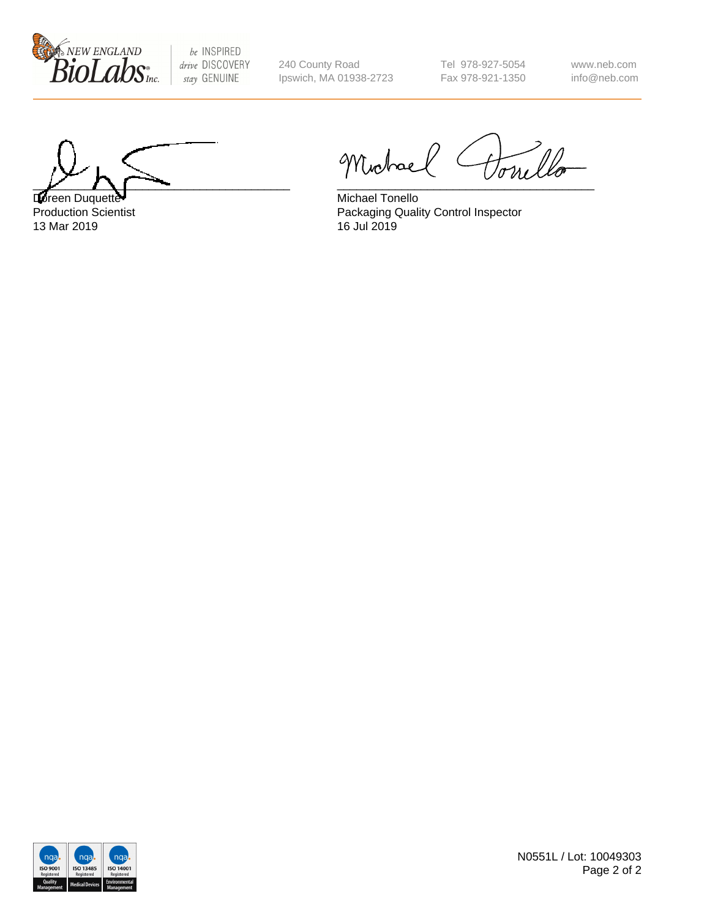Doreen Duquette
Production Scientist
13 Mar 2019

Michael Tonello
Packaging Quality Control Inspector
16 Jul 2019

N0551L / Lot: 10049303